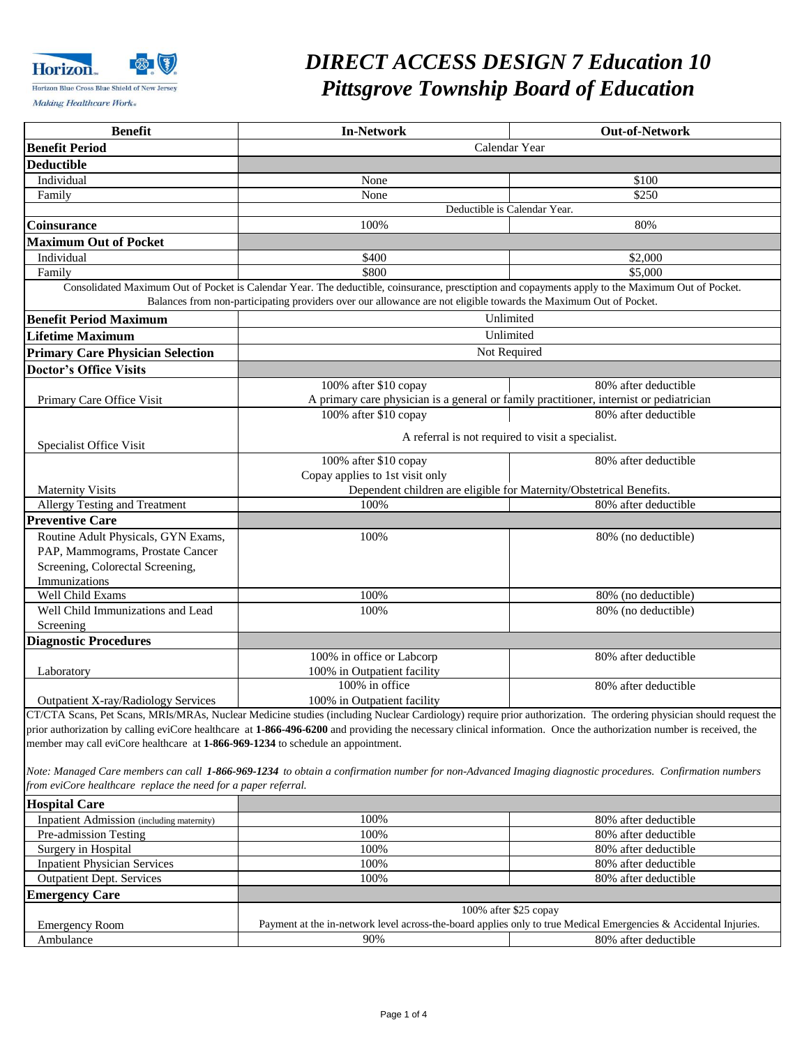# DIRECT ACCESS DESIGN 7 Education 10
# Pittsgrove Township Board of Education

| Benefit | In-Network | Out-of-Network |
|---|---|---|
| **Benefit Period** | Calendar Year | |
| **Deductible** | | |
| Individual | None | $100 |
| Family | None | $250 |
| | Deductible is Calendar Year. | |
| **Coinsurance** | 100% | 80% |
| **Maximum Out of Pocket** | | |
| Individual | $400 | $2,000 |
| Family | $800 | $5,000 |
| Consolidated Maximum Out of Pocket is Calendar Year. The deductible, coinsurance, presctiption and copayments apply to the Maximum Out of Pocket. Balances from non-participating providers over our allowance are not eligible towards the Maximum Out of Pocket. | | |
| **Benefit Period Maximum** | Unlimited | |
| **Lifetime Maximum** | Unlimited | |
| **Primary Care Physician Selection** | Not Required | |
| **Doctor's Office Visits** | | |
| Primary Care Office Visit | 100% after $10 copay | 80% after deductible |
| | A primary care physician is a general or family practitioner, internist or pediatrician | |
| Specialist Office Visit | 100% after $10 copay | 80% after deductible |
| | A referral is not required to visit a specialist. | |
| Maternity Visits | 100% after $10 copay<br>Copay applies to 1st visit only | 80% after deductible |
| | Dependent children are eligible for Maternity/Obstetrical Benefits. | |
| Allergy Testing and Treatment | 100% | 80% after deductible |
| **Preventive Care** | | |
| Routine Adult Physicals, GYN Exams, PAP, Mammograms, Prostate Cancer Screening, Colorectal Screening, Immunizations | 100% | 80% (no deductible) |
| Well Child Exams | 100% | 80% (no deductible) |
| Well Child Immunizations and Lead Screening | 100% | 80% (no deductible) |
| **Diagnostic Procedures** | | |
| Laboratory | 100% in office or Labcorp<br>100% in Outpatient facility | 80% after deductible |
| Outpatient X-ray/Radiology Services | 100% in office<br>100% in Outpatient facility | 80% after deductible |

CT/CTA Scans, Pet Scans, MRIs/MRAs, Nuclear Medicine studies (including Nuclear Cardiology) require prior authorization. The ordering physician should request the prior authorization by calling eviCore healthcare at **1-866-496-6200** and providing the necessary clinical information. Once the authorization number is received, the member may call eviCore healthcare at **1-866-969-1234** to schedule an appointment.

*Note: Managed Care members can call **1-866-969-1234** to obtain a confirmation number for non-Advanced Imaging diagnostic procedures. Confirmation numbers from eviCore healthcare replace the need for a paper referral.*

| Benefit | In-Network | Out-of-Network |
|---|---|---|
| **Hospital Care** | | |
| Inpatient Admission (including maternity) | 100% | 80% after deductible |
| Pre-admission Testing | 100% | 80% after deductible |
| Surgery in Hospital | 100% | 80% after deductible |
| Inpatient Physician Services | 100% | 80% after deductible |
| Outpatient Dept. Services | 100% | 80% after deductible |
| **Emergency Care** | | |
| Emergency Room | 100% after $25 copay | |
| | Payment at the in-network level across-the-board applies only to true Medical Emergencies & Accidental Injuries. | |
| Ambulance | 90% | 80% after deductible |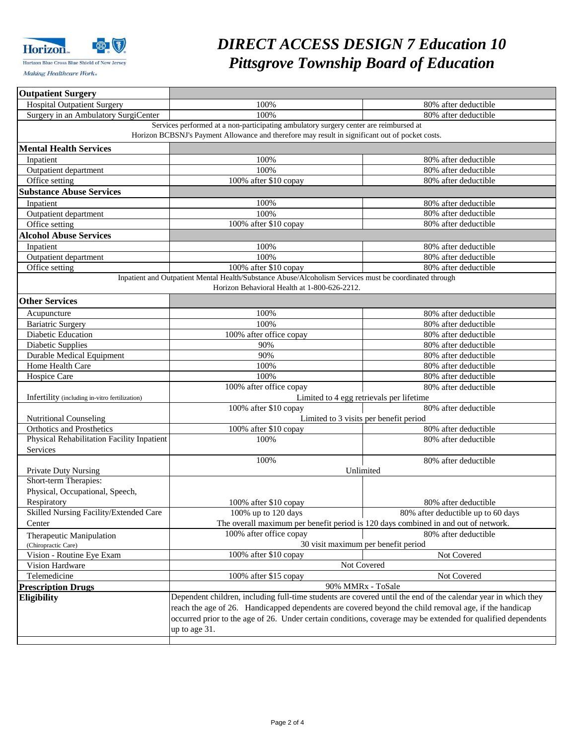# DIRECT ACCESS DESIGN 7 Education 10
# Pittsgrove Township Board of Education

| **Outpatient Surgery** | | |
|---|---|---|
| Hospital Outpatient Surgery | 100% | 80% after deductible |
| Surgery in an Ambulatory SurgiCenter | 100% | 80% after deductible |
| Services performed at a non-participating ambulatory surgery center are reimbursed at Horizon BCBSNJ's Payment Allowance and therefore may result in significant out of pocket costs. | | |
| **Mental Health Services** | | |
| Inpatient | 100% | 80% after deductible |
| Outpatient department | 100% | 80% after deductible |
| Office setting | 100% after $10 copay | 80% after deductible |
| **Substance Abuse Services** | | |
| Inpatient | 100% | 80% after deductible |
| Outpatient department | 100% | 80% after deductible |
| Office setting | 100% after $10 copay | 80% after deductible |
| **Alcohol Abuse Services** | | |
| Inpatient | 100% | 80% after deductible |
| Outpatient department | 100% | 80% after deductible |
| Office setting | 100% after $10 copay | 80% after deductible |
| Inpatient and Outpatient Mental Health/Substance Abuse/Alcoholism Services must be coordinated through Horizon Behavioral Health at 1-800-626-2212. | | |
| **Other Services** | | |
| Acupuncture | 100% | 80% after deductible |
| Bariatric Surgery | 100% | 80% after deductible |
| Diabetic Education | 100% after office copay | 80% after deductible |
| Diabetic Supplies | 90% | 80% after deductible |
| Durable Medical Equipment | 90% | 80% after deductible |
| Home Health Care | 100% | 80% after deductible |
| Hospice Care | 100% | 80% after deductible |
| Infertility (including in-vitro fertilization) | 100% after office copay | 80% after deductible |
| | Limited to 4 egg retrievals per lifetime | |
| Nutritional Counseling | 100% after $10 copay | 80% after deductible |
| | Limited to 3 visits per benefit period | |
| Orthotics and Prosthetics | 100% after $10 copay | 80% after deductible |
| Physical Rehabilitation Facility Inpatient Services | 100% | 80% after deductible |
| Private Duty Nursing | 100% | 80% after deductible |
| | Unlimited | |
| Short-term Therapies: Physical, Occupational, Speech, Respiratory | 100% after $10 copay | 80% after deductible |
| Skilled Nursing Facility/Extended Care Center | 100% up to 120 days | 80% after deductible up to 60 days |
| | The overall maximum per benefit period is 120 days combined in and out of network. | |
| Therapeutic Manipulation (Chiropractic Care) | 100% after office copay | 80% after deductible |
| | 30 visit maximum per benefit period | |
| Vision - Routine Eye Exam | 100% after $10 copay | Not Covered |
| Vision Hardware | Not Covered | |
| Telemedicine | 100% after $15 copay | Not Covered |
| **Prescription Drugs** | 90% MMRx - ToSale | |
| **Eligibility** | Dependent children, including full-time students are covered until the end of the calendar year in which they reach the age of 26. Handicapped dependents are covered beyond the child removal age, if the handicap occurred prior to the age of 26. Under certain conditions, coverage may be extended for qualified dependents up to age 31. | |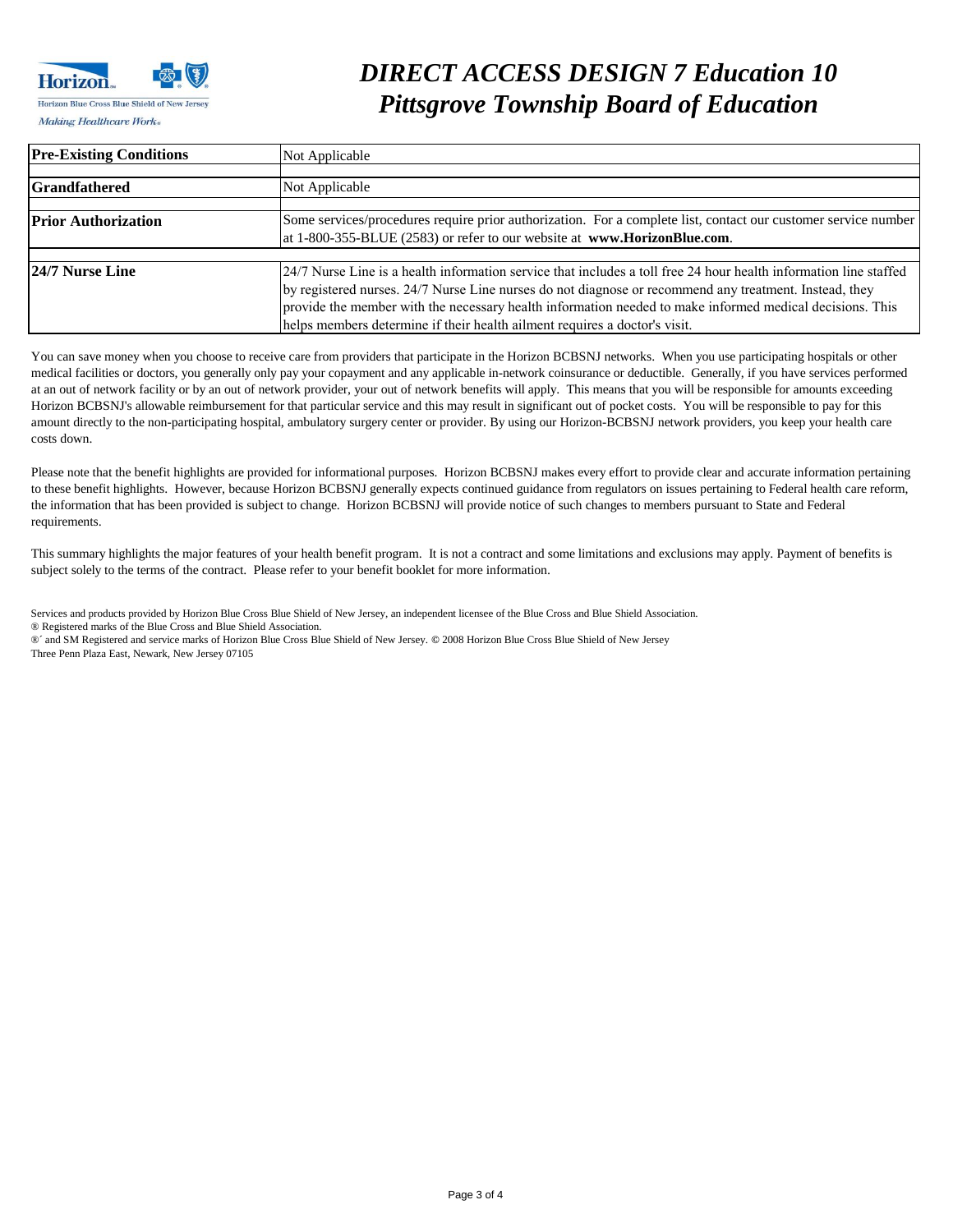# *DIRECT ACCESS DESIGN 7 Education 10*
# *Pittsgrove Township Board of Education*

| | |
|---|---|
| **Pre-Existing Conditions** | Not Applicable |
| **Grandfathered** | Not Applicable |
| **Prior Authorization** | Some services/procedures require prior authorization. For a complete list, contact our customer service number at 1-800-355-BLUE (2583) or refer to our website at **www.HorizonBlue.com**. |
| **24/7 Nurse Line** | 24/7 Nurse Line is a health information service that includes a toll free 24 hour information line staffed by registered nurses. 24/7 Nurse Line nurses do not diagnose or recommend any treatment. Instead, they provide the member with the necessary health information needed to make informed medical decisions. This helps members determine if their health ailment requires a doctor's visit. |

You can save money when you choose to receive care from providers that participate in the Horizon BCBSNJ networks. When you use participating hospitals or other medical facilities or doctors, you generally only pay your copayment and any applicable in-network coinsurance or deductible. Generally, if you have services performed at an out of network facility or by an out of network provider, your out of network benefits will apply. This means that you will be responsible for amounts exceeding Horizon BCBSNJ's allowable reimbursement for that particular service and this may result in significant out of pocket costs. You will be responsible to pay for this amount directly to the non-participating hospital, ambulatory surgery center or provider. By using our Horizon-BCBSNJ network providers, you keep your health care costs down.

Please note that the benefit highlights are provided for informational purposes. Horizon BCBSNJ makes every effort to provide clear and accurate information pertaining to these benefit highlights. However, because Horizon BCBSNJ generally expects continued guidance from regulators on issues pertaining to Federal health care reform, the information that has been provided is subject to change. Horizon BCBSNJ will provide notice of such changes to members pursuant to State and Federal requirements.

This summary highlights the major features of your health benefit program. It is not a contract and some limitations and exclusions may apply. Payment of benefits is subject solely to the terms of the contract. Please refer to your benefit booklet for more information.

Services and products provided by Horizon Blue Cross Blue Shield of New Jersey, an independent licensee of the Blue Cross and Blue Shield Association.
® Registered marks of the Blue Cross and Blue Shield Association.
®´ and SM Registered and service marks of Horizon Blue Cross Blue Shield of New Jersey. © 2008 Horizon Blue Cross Blue Shield of New Jersey
Three Penn Plaza East, Newark, New Jersey 07105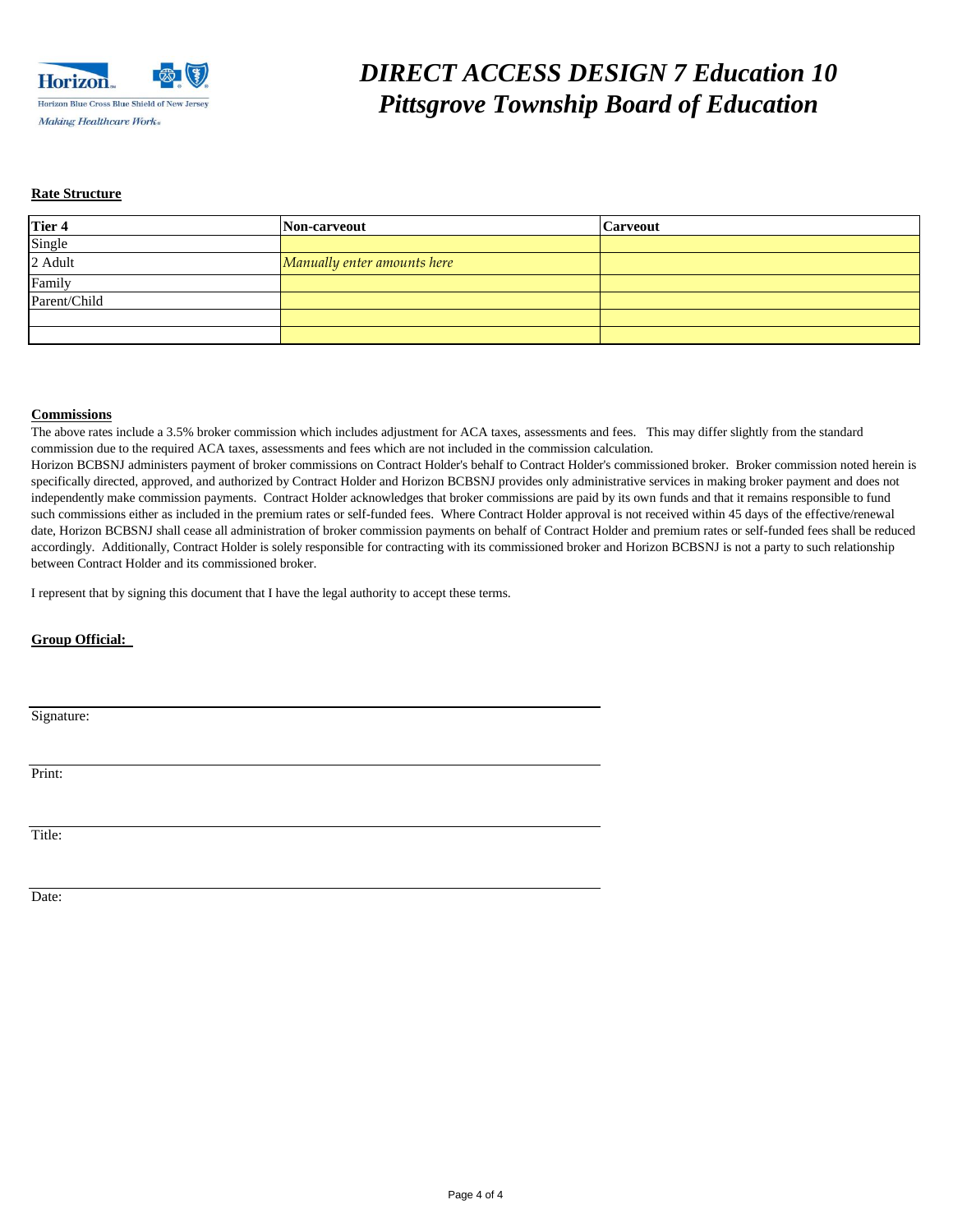Horizon

Horizon Blue Cross Blue Shield of New Jersey

*Making Healthcare Work.*

# *DIRECT ACCESS DESIGN 7 Education 10*
# *Pittsgrove Township Board of Education*

**Rate Structure**

| **Tier 4** | **Non-carveout** | **Carveout** |
|---|---|---|
| Single | | |
| 2 Adult | *Manually enter amounts here* | |
| Family | | |
| Parent/Child | | |
| | | |
| | | |

**Commissions**

The above rates include a 3.5% broker commission which includes adjustment for ACA taxes, assessments and fees. This may differ slightly from the standard commission due to the required ACA taxes, assessments and fees which are not included in the commission calculation.

Horizon BCBSNJ administers payment of broker commissions on Contract Holder's behalf to Contract Holder's commissioned broker. Broker commission noted herein is specifically directed, approved, and authorized by Contract Holder and Horizon BCBSNJ provides only administrative services in making broker payment and does not independently make commission payments. Contract Holder acknowledges that broker commissions are paid by its own funds and that it remains responsible to fund such commissions either as included in the premium rates or self-funded fees. Where Contract Holder approval is not received within 45 days of the effective/renewal date, Horizon BCBSNJ shall cease all administration of broker commission payments on behalf of Contract Holder and premium rates or self-funded fees shall be reduced accordingly. Additionally, Contract Holder is solely responsible for contracting with its commissioned broker and Horizon BCBSNJ is not a party to such relationship between Contract Holder and its commissioned broker.

I represent that by signing this document that I have the legal authority to accept these terms.

**Group Official:**

Signature: ______________________________

Print: ______________________________

Title: ______________________________

Date: ______________________________